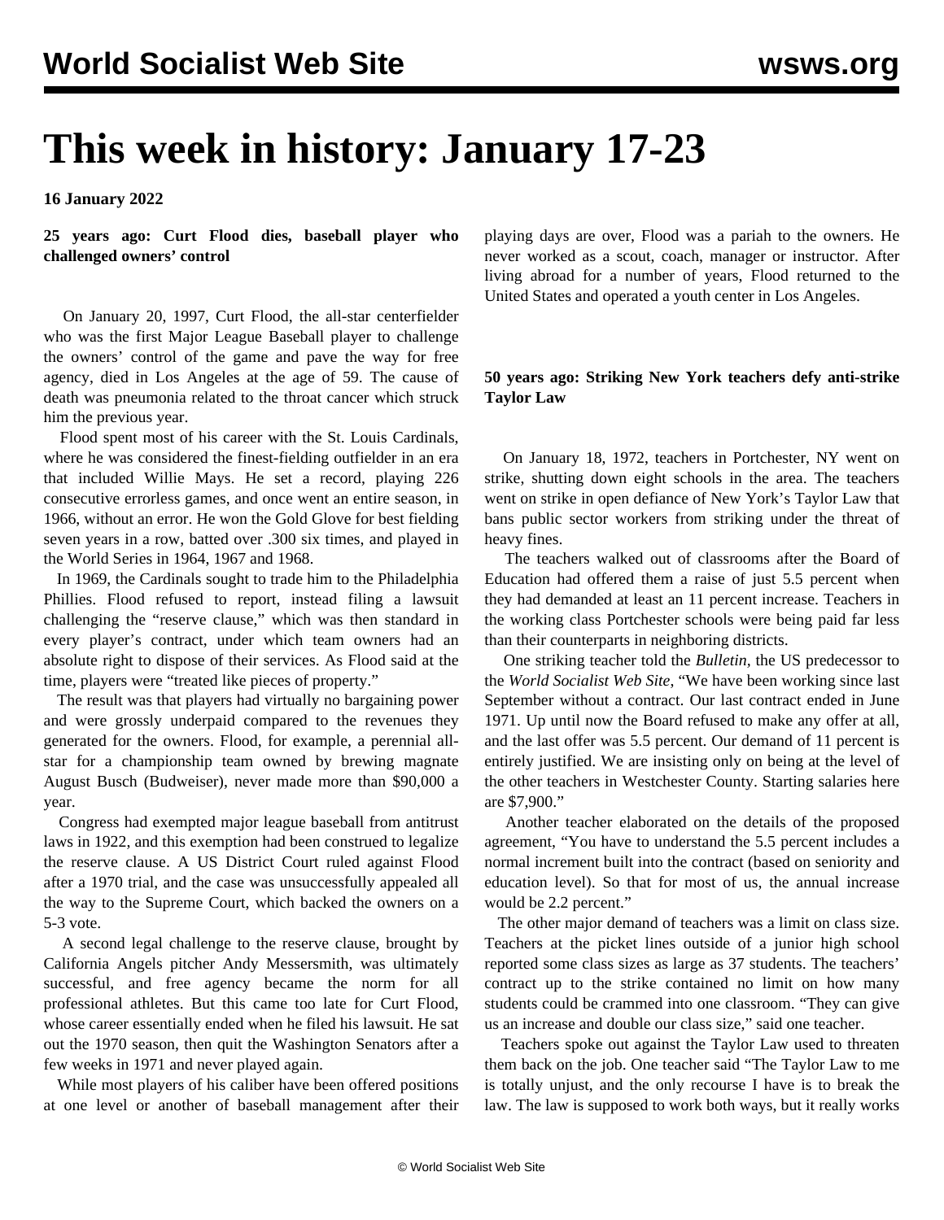# This week in history: January 17-23

**16 January 2022**

### 25 years ago: Curt Flood dies, baseball player who challenged owners' control

On January 20, 1997, Curt Flood, the all-star centerfielder who was the first Major League Baseball player to challenge the owners' control of the game and pave the way for free agency, died in Los Angeles at the age of 59. The cause of death was pneumonia related to the throat cancer which struck him the previous year.

Flood spent most of his career with the St. Louis Cardinals, where he was considered the finest-fielding outfielder in an era that included Willie Mays. He set a record, playing 226 consecutive errorless games, and once went an entire season, in 1966, without an error. He won the Gold Glove for best fielding seven years in a row, batted over .300 six times, and played in the World Series in 1964, 1967 and 1968.

In 1969, the Cardinals sought to trade him to the Philadelphia Phillies. Flood refused to report, instead filing a lawsuit challenging the "reserve clause," which was then standard in every player's contract, under which team owners had an absolute right to dispose of their services. As Flood said at the time, players were "treated like pieces of property."

The result was that players had virtually no bargaining power and were grossly underpaid compared to the revenues they generated for the owners. Flood, for example, a perennial all-star for a championship team owned by brewing magnate August Busch (Budweiser), never made more than $90,000 a year.

Congress had exempted major league baseball from antitrust laws in 1922, and this exemption had been construed to legalize the reserve clause. A US District Court ruled against Flood after a 1970 trial, and the case was unsuccessfully appealed all the way to the Supreme Court, which backed the owners on a 5-3 vote.

A second legal challenge to the reserve clause, brought by California Angels pitcher Andy Messersmith, was ultimately successful, and free agency became the norm for all professional athletes. But this came too late for Curt Flood, whose career essentially ended when he filed his lawsuit. He sat out the 1970 season, then quit the Washington Senators after a few weeks in 1971 and never played again.

While most players of his caliber have been offered positions at one level or another of baseball management after their playing days are over, Flood was a pariah to the owners. He never worked as a scout, coach, manager or instructor. After living abroad for a number of years, Flood returned to the United States and operated a youth center in Los Angeles.

### 50 years ago: Striking New York teachers defy anti-strike Taylor Law

On January 18, 1972, teachers in Portchester, NY went on strike, shutting down eight schools in the area. The teachers went on strike in open defiance of New York's Taylor Law that bans public sector workers from striking under the threat of heavy fines.

The teachers walked out of classrooms after the Board of Education had offered them a raise of just 5.5 percent when they had demanded at least an 11 percent increase. Teachers in the working class Portchester schools were being paid far less than their counterparts in neighboring districts.

One striking teacher told the *Bulletin*, the US predecessor to the *World Socialist Web Site*, "We have been working since last September without a contract. Our last contract ended in June 1971. Up until now the Board refused to make any offer at all, and the last offer was 5.5 percent. Our demand of 11 percent is entirely justified. We are insisting only on being at the level of the other teachers in Westchester County. Starting salaries here are $7,900."

Another teacher elaborated on the details of the proposed agreement, "You have to understand the 5.5 percent includes a normal increment built into the contract (based on seniority and education level). So that for most of us, the annual increase would be 2.2 percent."

The other major demand of teachers was a limit on class size. Teachers at the picket lines outside of a junior high school reported some class sizes as large as 37 students. The teachers' contract up to the strike contained no limit on how many students could be crammed into one classroom. "They can give us an increase and double our class size," said one teacher.

Teachers spoke out against the Taylor Law used to threaten them back on the job. One teacher said "The Taylor Law to me is totally unjust, and the only recourse I have is to break the law. The law is supposed to work both ways, but it really works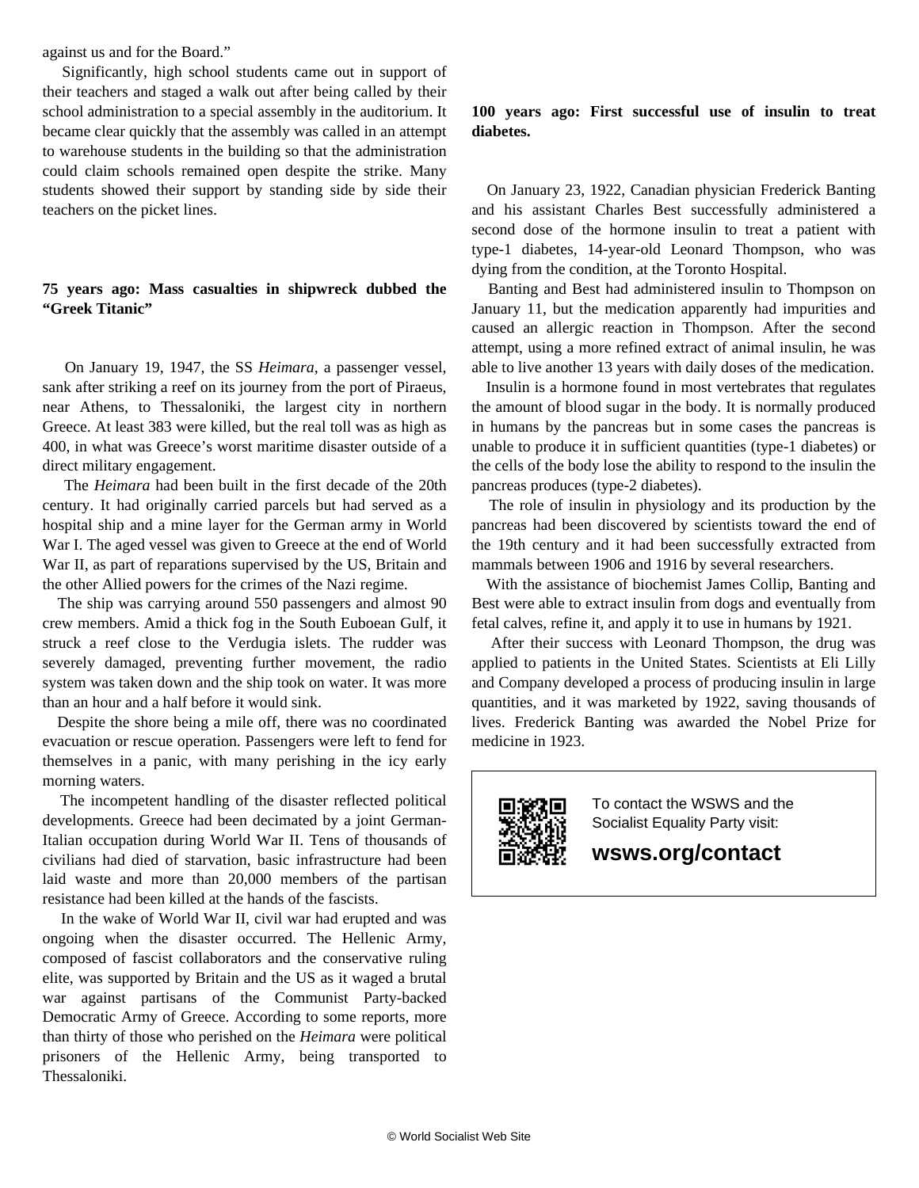against us and for the Board."

Significantly, high school students came out in support of their teachers and staged a walk out after being called by their school administration to a special assembly in the auditorium. It became clear quickly that the assembly was called in an attempt to warehouse students in the building so that the administration could claim schools remained open despite the strike. Many students showed their support by standing side by side their teachers on the picket lines.

**75 years ago: Mass casualties in shipwreck dubbed the "Greek Titanic"**

On January 19, 1947, the SS *Heimara*, a passenger vessel, sank after striking a reef on its journey from the port of Piraeus, near Athens, to Thessaloniki, the largest city in northern Greece. At least 383 were killed, but the real toll was as high as 400, in what was Greece's worst maritime disaster outside of a direct military engagement.

The *Heimara* had been built in the first decade of the 20th century. It had originally carried parcels but had served as a hospital ship and a mine layer for the German army in World War I. The aged vessel was given to Greece at the end of World War II, as part of reparations supervised by the US, Britain and the other Allied powers for the crimes of the Nazi regime.

The ship was carrying around 550 passengers and almost 90 crew members. Amid a thick fog in the South Euboean Gulf, it struck a reef close to the Verdugia islets. The rudder was severely damaged, preventing further movement, the radio system was taken down and the ship took on water. It was more than an hour and a half before it would sink.

Despite the shore being a mile off, there was no coordinated evacuation or rescue operation. Passengers were left to fend for themselves in a panic, with many perishing in the icy early morning waters.

The incompetent handling of the disaster reflected political developments. Greece had been decimated by a joint German-Italian occupation during World War II. Tens of thousands of civilians had died of starvation, basic infrastructure had been laid waste and more than 20,000 members of the partisan resistance had been killed at the hands of the fascists.

In the wake of World War II, civil war had erupted and was ongoing when the disaster occurred. The Hellenic Army, composed of fascist collaborators and the conservative ruling elite, was supported by Britain and the US as it waged a brutal war against partisans of the Communist Party-backed Democratic Army of Greece. According to some reports, more than thirty of those who perished on the *Heimara* were political prisoners of the Hellenic Army, being transported to Thessaloniki.

**100 years ago: First successful use of insulin to treat diabetes.**

On January 23, 1922, Canadian physician Frederick Banting and his assistant Charles Best successfully administered a second dose of the hormone insulin to treat a patient with type-1 diabetes, 14-year-old Leonard Thompson, who was dying from the condition, at the Toronto Hospital.

Banting and Best had administered insulin to Thompson on January 11, but the medication apparently had impurities and caused an allergic reaction in Thompson. After the second attempt, using a more refined extract of animal insulin, he was able to live another 13 years with daily doses of the medication.

Insulin is a hormone found in most vertebrates that regulates the amount of blood sugar in the body. It is normally produced in humans by the pancreas but in some cases the pancreas is unable to produce it in sufficient quantities (type-1 diabetes) or the cells of the body lose the ability to respond to the insulin the pancreas produces (type-2 diabetes).

The role of insulin in physiology and its production by the pancreas had been discovered by scientists toward the end of the 19th century and it had been successfully extracted from mammals between 1906 and 1916 by several researchers.

With the assistance of biochemist James Collip, Banting and Best were able to extract insulin from dogs and eventually from fetal calves, refine it, and apply it to use in humans by 1921.

After their success with Leonard Thompson, the drug was applied to patients in the United States. Scientists at Eli Lilly and Company developed a process of producing insulin in large quantities, and it was marketed by 1922, saving thousands of lives. Frederick Banting was awarded the Nobel Prize for medicine in 1923.

To contact the WSWS and the Socialist Equality Party visit:

**wsws.org/contact**